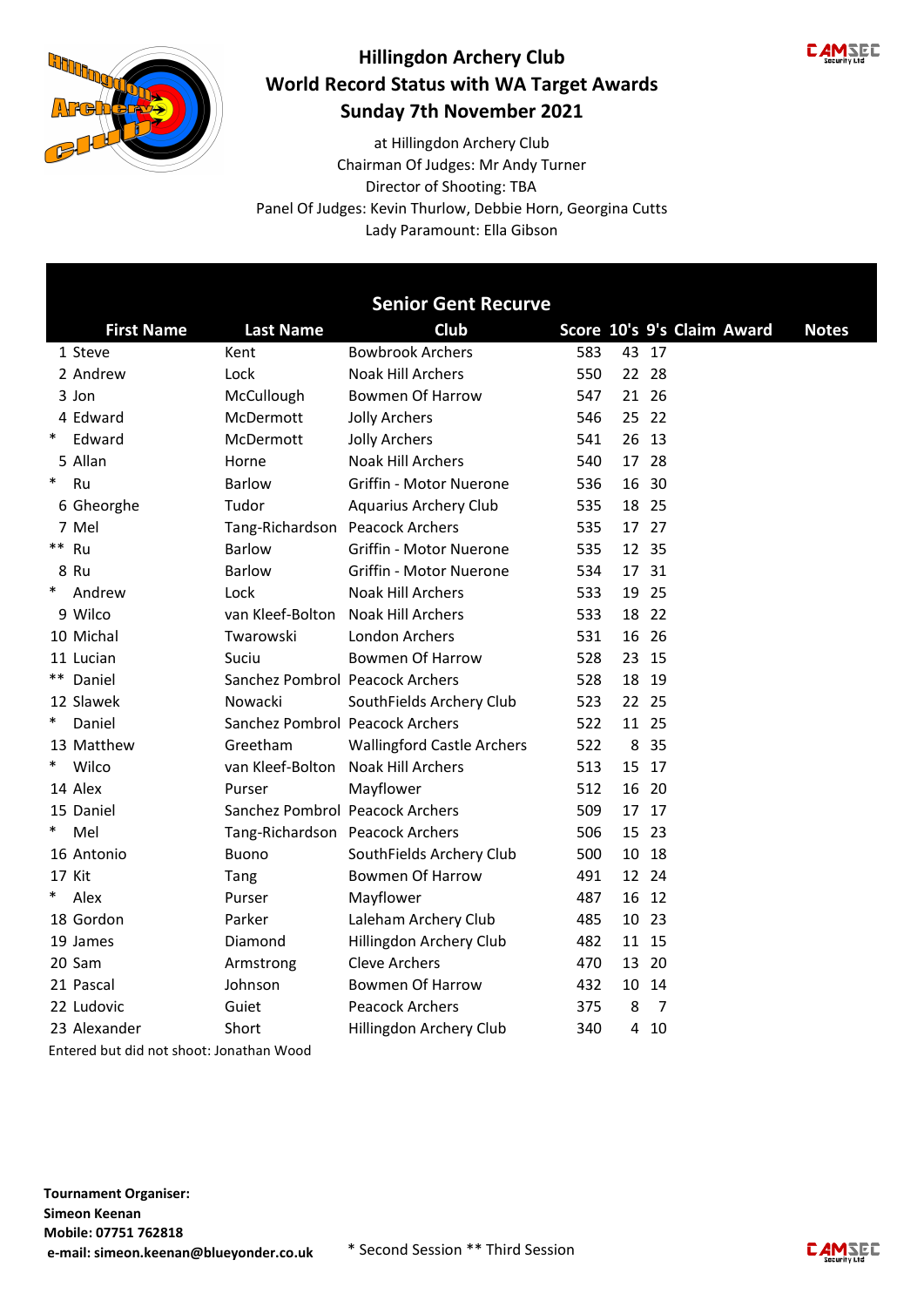# Hillingdon Archery Club
## World Record Status with WA Target Awards
## Sunday 7th November 2021

at Hillingdon Archery Club
Chairman Of Judges: Mr Andy Turner
Director of Shooting: TBA
Panel Of Judges: Kevin Thurlow, Debbie Horn, Georgina Cutts
Lady Paramount: Ella Gibson

### Senior Gent Recurve

| | First Name | Last Name | Club | Score | 10's | 9's | Claim | Award | Notes |
|---|---|---|---|---|---|---|---|---|---|
| 1 | Steve | Kent | Bowbrook Archers | 583 | 43 | 17 | | | |
| 2 | Andrew | Lock | Noak Hill Archers | 550 | 22 | 28 | | | |
| 3 | Jon | McCullough | Bowmen Of Harrow | 547 | 21 | 26 | | | |
| 4 | Edward | McDermott | Jolly Archers | 546 | 25 | 22 | | | |
| * | Edward | McDermott | Jolly Archers | 541 | 26 | 13 | | | |
| 5 | Allan | Horne | Noak Hill Archers | 540 | 17 | 28 | | | |
| * | Ru | Barlow | Griffin - Motor Nuerone | 536 | 16 | 30 | | | |
| 6 | Gheorghe | Tudor | Aquarius Archery Club | 535 | 18 | 25 | | | |
| 7 | Mel | Tang-Richardson | Peacock Archers | 535 | 17 | 27 | | | |
| ** | Ru | Barlow | Griffin - Motor Nuerone | 535 | 12 | 35 | | | |
| 8 | Ru | Barlow | Griffin - Motor Nuerone | 534 | 17 | 31 | | | |
| * | Andrew | Lock | Noak Hill Archers | 533 | 19 | 25 | | | |
| 9 | Wilco | van Kleef-Bolton | Noak Hill Archers | 533 | 18 | 22 | | | |
| 10 | Michal | Twarowski | London Archers | 531 | 16 | 26 | | | |
| 11 | Lucian | Suciu | Bowmen Of Harrow | 528 | 23 | 15 | | | |
| ** | Daniel | Sanchez Pombrol | Peacock Archers | 528 | 18 | 19 | | | |
| 12 | Slawek | Nowacki | SouthFields Archery Club | 523 | 22 | 25 | | | |
| * | Daniel | Sanchez Pombrol | Peacock Archers | 522 | 11 | 25 | | | |
| 13 | Matthew | Greetham | Wallingford Castle Archers | 522 | 8 | 35 | | | |
| * | Wilco | van Kleef-Bolton | Noak Hill Archers | 513 | 15 | 17 | | | |
| 14 | Alex | Purser | Mayflower | 512 | 16 | 20 | | | |
| 15 | Daniel | Sanchez Pombrol | Peacock Archers | 509 | 17 | 17 | | | |
| * | Mel | Tang-Richardson | Peacock Archers | 506 | 15 | 23 | | | |
| 16 | Antonio | Buono | SouthFields Archery Club | 500 | 10 | 18 | | | |
| 17 | Kit | Tang | Bowmen Of Harrow | 491 | 12 | 24 | | | |
| * | Alex | Purser | Mayflower | 487 | 16 | 12 | | | |
| 18 | Gordon | Parker | Laleham Archery Club | 485 | 10 | 23 | | | |
| 19 | James | Diamond | Hillingdon Archery Club | 482 | 11 | 15 | | | |
| 20 | Sam | Armstrong | Cleve Archers | 470 | 13 | 20 | | | |
| 21 | Pascal | Johnson | Bowmen Of Harrow | 432 | 10 | 14 | | | |
| 22 | Ludovic | Guiet | Peacock Archers | 375 | 8 | 7 | | | |
| 23 | Alexander | Short | Hillingdon Archery Club | 340 | 4 | 10 | | | |

Entered but did not shoot: Jonathan Wood

**Tournament Organiser:**
**Simeon Keenan**
**Mobile: 07751 762818**
**e-mail: simeon.keenan@blueyonder.co.uk**

* Second Session ** Third Session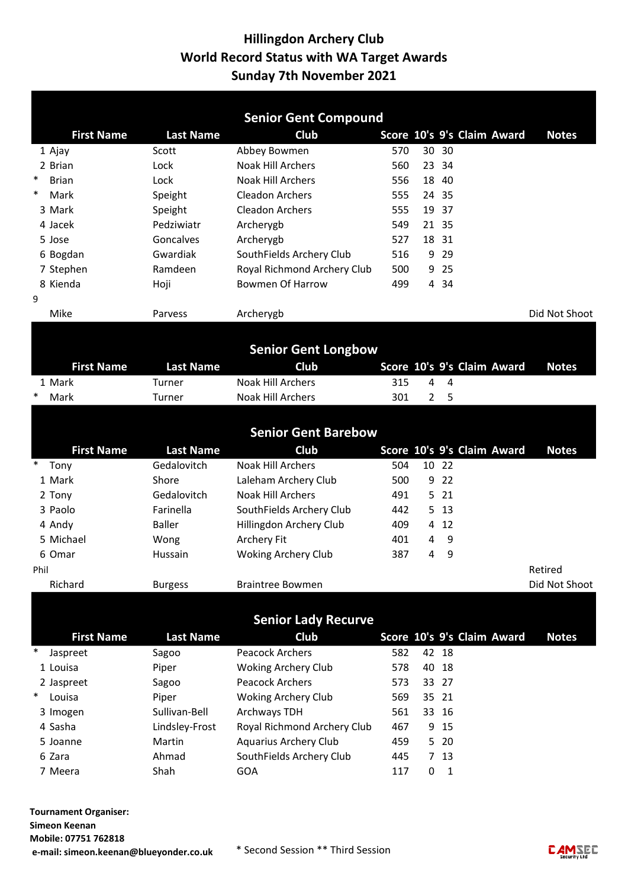# Hillingdon Archery Club
## World Record Status with WA Target Awards
## Sunday 7th November 2021

### Senior Gent Compound

| | First Name | Last Name | Club | Score | 10's | 9's | Claim | Award | Notes |
|---|---|---|---|---|---|---|---|---|---|
| 1 | Ajay | Scott | Abbey Bowmen | 570 | 30 | 30 | | | |
| 2 | Brian | Lock | Noak Hill Archers | 560 | 23 | 34 | | | |
| * | Brian | Lock | Noak Hill Archers | 556 | 18 | 40 | | | |
| * | Mark | Speight | Cleadon Archers | 555 | 24 | 35 | | | |
| 3 | Mark | Speight | Cleadon Archers | 555 | 19 | 37 | | | |
| 4 | Jacek | Pedziwiatr | Archerygb | 549 | 21 | 35 | | | |
| 5 | Jose | Goncalves | Archerygb | 527 | 18 | 31 | | | |
| 6 | Bogdan | Gwardiak | SouthFields Archery Club | 516 | 9 | 29 | | | |
| 7 | Stephen | Ramdeen | Royal Richmond Archery Club | 500 | 9 | 25 | | | |
| 8 | Kienda | Hoji | Bowmen Of Harrow | 499 | 4 | 34 | | | |
| 9 | | | | | | | | | |
| | Mike | Parvess | Archerygb | | | | | | Did Not Shoot |

### Senior Gent Longbow

| | First Name | Last Name | Club | Score | 10's | 9's | Claim | Award | Notes |
|---|---|---|---|---|---|---|---|---|---|
| 1 | Mark | Turner | Noak Hill Archers | 315 | 4 | 4 | | | |
| * | Mark | Turner | Noak Hill Archers | 301 | 2 | 5 | | | |

### Senior Gent Barebow

| | First Name | Last Name | Club | Score | 10's | 9's | Claim | Award | Notes |
|---|---|---|---|---|---|---|---|---|---|
| * | Tony | Gedalovitch | Noak Hill Archers | 504 | 10 | 22 | | | |
| 1 | Mark | Shore | Laleham Archery Club | 500 | 9 | 22 | | | |
| 2 | Tony | Gedalovitch | Noak Hill Archers | 491 | 5 | 21 | | | |
| 3 | Paolo | Farinella | SouthFields Archery Club | 442 | 5 | 13 | | | |
| 4 | Andy | Baller | Hillingdon Archery Club | 409 | 4 | 12 | | | |
| 5 | Michael | Wong | Archery Fit | 401 | 4 | 9 | | | |
| 6 | Omar | Hussain | Woking Archery Club | 387 | 4 | 9 | | | |
| Phil | | | | | | | | | Retired |
| | Richard | Burgess | Braintree Bowmen | | | | | | Did Not Shoot |

### Senior Lady Recurve

| | First Name | Last Name | Club | Score | 10's | 9's | Claim | Award | Notes |
|---|---|---|---|---|---|---|---|---|---|
| * | Jaspreet | Sagoo | Peacock Archers | 582 | 42 | 18 | | | |
| 1 | Louisa | Piper | Woking Archery Club | 578 | 40 | 18 | | | |
| 2 | Jaspreet | Sagoo | Peacock Archers | 573 | 33 | 27 | | | |
| * | Louisa | Piper | Woking Archery Club | 569 | 35 | 21 | | | |
| 3 | Imogen | Sullivan-Bell | Archways TDH | 561 | 33 | 16 | | | |
| 4 | Sasha | Lindsley-Frost | Royal Richmond Archery Club | 467 | 9 | 15 | | | |
| 5 | Joanne | Martin | Aquarius Archery Club | 459 | 5 | 20 | | | |
| 6 | Zara | Ahmad | SouthFields Archery Club | 445 | 7 | 13 | | | |
| 7 | Meera | Shah | GOA | 117 | 0 | 1 | | | |

**Tournament Organiser:**
**Simeon Keenan**
**Mobile: 07751 762818**
**e-mail: simeon.keenan@blueyonder.co.uk**

\* Second Session ** Third Session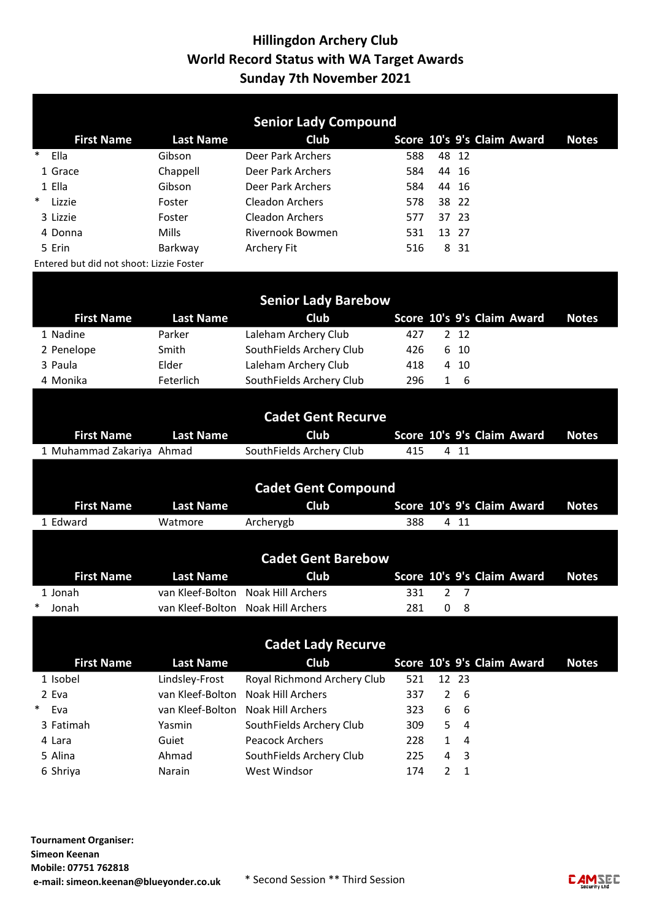# Hillingdon Archery Club
## World Record Status with WA Target Awards
## Sunday 7th November 2021

### Senior Lady Compound

| | First Name | Last Name | Club | Score | 10's | 9's | Claim Award | Notes |
|---|---|---|---|---|---|---|---|---|
| * | Ella | Gibson | Deer Park Archers | 588 | 48 | 12 | | |
| 1 | Grace | Chappell | Deer Park Archers | 584 | 44 | 16 | | |
| 1 | Ella | Gibson | Deer Park Archers | 584 | 44 | 16 | | |
| * | Lizzie | Foster | Cleadon Archers | 578 | 38 | 22 | | |
| 3 | Lizzie | Foster | Cleadon Archers | 577 | 37 | 23 | | |
| 4 | Donna | Mills | Rivernook Bowmen | 531 | 13 | 27 | | |
| 5 | Erin | Barkway | Archery Fit | 516 | 8 | 31 | | |

Entered but did not shoot: Lizzie Foster

### Senior Lady Barebow

| | First Name | Last Name | Club | Score | 10's | 9's | Claim Award | Notes |
|---|---|---|---|---|---|---|---|---|
| 1 | Nadine | Parker | Laleham Archery Club | 427 | 2 | 12 | | |
| 2 | Penelope | Smith | SouthFields Archery Club | 426 | 6 | 10 | | |
| 3 | Paula | Elder | Laleham Archery Club | 418 | 4 | 10 | | |
| 4 | Monika | Feterlich | SouthFields Archery Club | 296 | 1 | 6 | | |

### Cadet Gent Recurve

| | First Name | Last Name | Club | Score | 10's | 9's | Claim Award | Notes |
|---|---|---|---|---|---|---|---|---|
| 1 | Muhammad Zakariya | Ahmad | SouthFields Archery Club | 415 | 4 | 11 | | |

### Cadet Gent Compound

| | First Name | Last Name | Club | Score | 10's | 9's | Claim Award | Notes |
|---|---|---|---|---|---|---|---|---|
| 1 | Edward | Watmore | Archerygb | 388 | 4 | 11 | | |

### Cadet Gent Barebow

| | First Name | Last Name | Club | Score | 10's | 9's | Claim Award | Notes |
|---|---|---|---|---|---|---|---|---|
| 1 | Jonah | van Kleef-Bolton | Noak Hill Archers | 331 | 2 | 7 | | |
| * | Jonah | van Kleef-Bolton | Noak Hill Archers | 281 | 0 | 8 | | |

### Cadet Lady Recurve

| | First Name | Last Name | Club | Score | 10's | 9's | Claim Award | Notes |
|---|---|---|---|---|---|---|---|---|
| 1 | Isobel | Lindsley-Frost | Royal Richmond Archery Club | 521 | 12 | 23 | | |
| 2 | Eva | van Kleef-Bolton | Noak Hill Archers | 337 | 2 | 6 | | |
| * | Eva | van Kleef-Bolton | Noak Hill Archers | 323 | 6 | 6 | | |
| 3 | Fatimah | Yasmin | SouthFields Archery Club | 309 | 5 | 4 | | |
| 4 | Lara | Guiet | Peacock Archers | 228 | 1 | 4 | | |
| 5 | Alina | Ahmad | SouthFields Archery Club | 225 | 4 | 3 | | |
| 6 | Shriya | Narain | West Windsor | 174 | 2 | 1 | | |

**Tournament Organiser:**
**Simeon Keenan**
**Mobile: 07751 762818**
**e-mail: simeon.keenan@blueyonder.co.uk**

* Second Session ** Third Session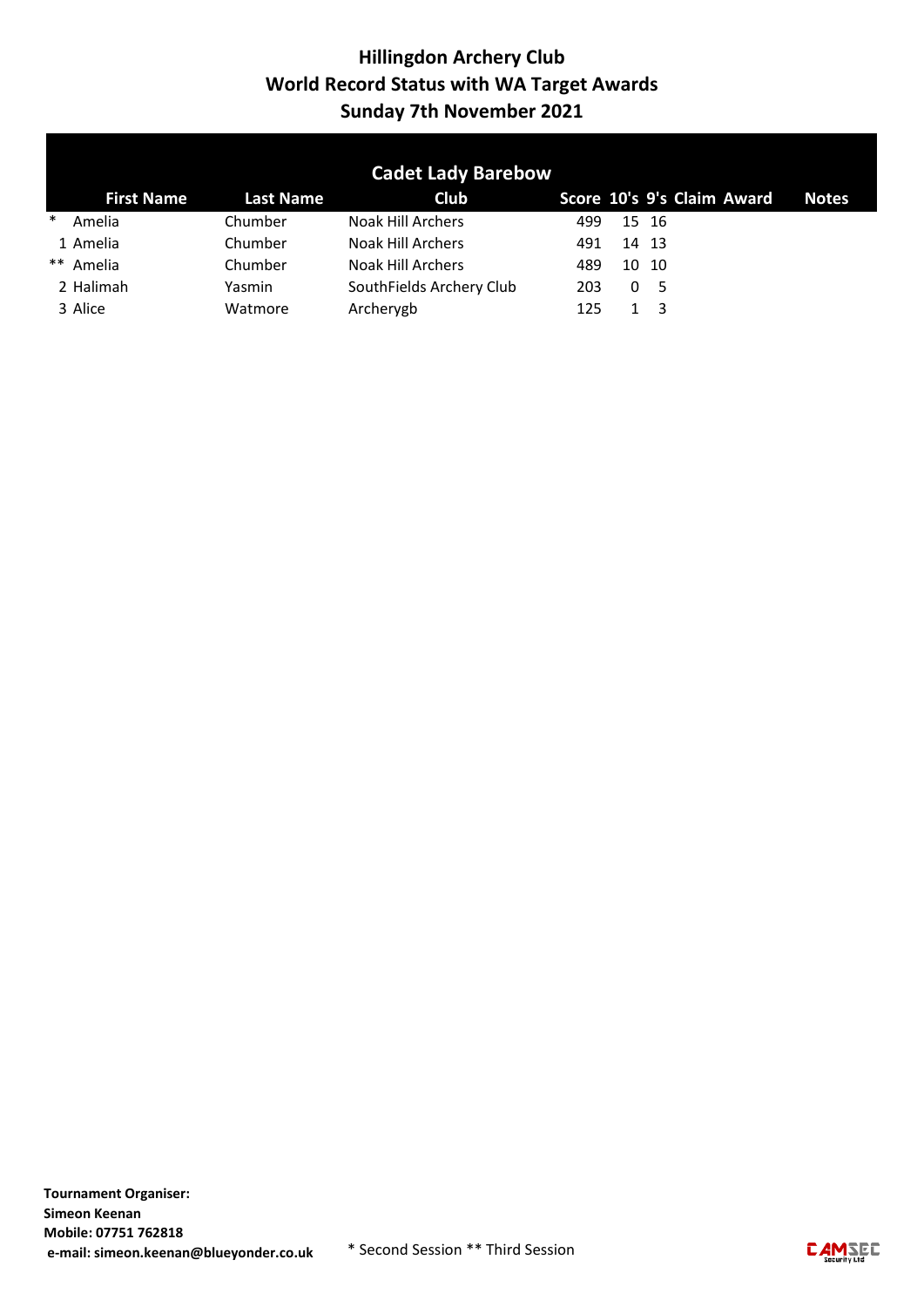# Hillingdon Archery Club
## World Record Status with WA Target Awards
## Sunday 7th November 2021

| Cadet Lady Barebow | | | | | | | | | |
|---|---|---|---|---|---|---|---|---|---|
| | First Name | Last Name | Club | Score | 10's | 9's | Claim | Award | Notes |
| * | Amelia | Chumber | Noak Hill Archers | 499 | 15 | 16 | | | |
| 1 | Amelia | Chumber | Noak Hill Archers | 491 | 14 | 13 | | | |
| ** | Amelia | Chumber | Noak Hill Archers | 489 | 10 | 10 | | | |
| 2 | Halimah | Yasmin | SouthFields Archery Club | 203 | 0 | 5 | | | |
| 3 | Alice | Watmore | Archerygb | 125 | 1 | 3 | | | |

**Tournament Organiser:**
**Simeon Keenan**
**Mobile: 07751 762818**
**e-mail: simeon.keenan@blueyonder.co.uk**

* Second Session ** Third Session